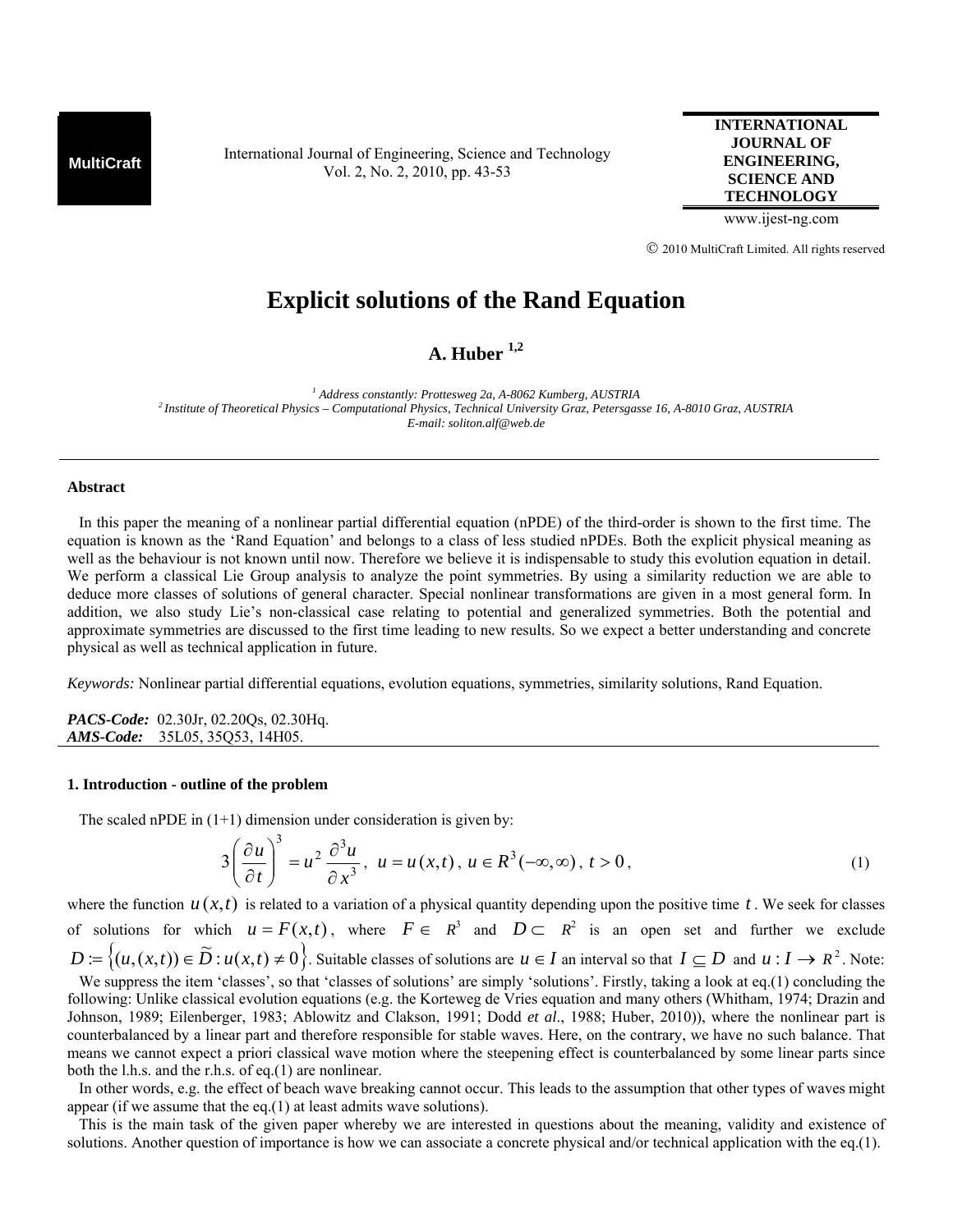# Explicit solutions of the Rand Equation

**A. Huber [1,2]**

[1] *Address constantly: Prottesweg 2a, A-8062 Kumberg, AUSTRIA*
[2] *Institute of Theoretical Physics – Computational Physics, Technical University Graz, Petersgasse 16, A-8010 Graz, AUSTRIA*
*E-mail: soliton.alf@web.de*

---

### Abstract

In this paper the meaning of a nonlinear partial differential equation (nPDE) of the third-order is shown to the first time. The equation is known as the 'Rand Equation' and belongs to a class of less studied nPDEs. Both the explicit physical meaning as well as the behaviour is not known until now. Therefore we believe it is indispensable to study this evolution equation in detail. We perform a classical Lie Group analysis to analyze the point symmetries. By using a similarity reduction we are able to deduce more classes of solutions of general character. Special nonlinear transformations are given in a most general form. In addition, we also study Lie's non-classical case relating to potential and generalized symmetries. Both the potential and approximate symmetries are discussed to the first time leading to new results. So we expect a better understanding and concrete physical as well as technical application in future.

*Keywords:* Nonlinear partial differential equations, evolution equations, symmetries, similarity solutions, Rand Equation.

***PACS-Code:*** 02.30Jr, 02.20Qs, 02.30Hq.
***AMS-Code:*** 35L05, 35Q53, 14H05.

---

## 1. Introduction - outline of the problem

The scaled nPDE in (1+1) dimension under consideration is given by:

$$3\left(\frac{\partial u}{\partial t}\right)^3 = u^2\,\frac{\partial^3 u}{\partial x^3}\,,\;\; u = u(x,t)\,,\; u \in R^3(-\infty,\infty)\,,\; t > 0\,, \tag{1}$$

where the function $u(x,t)$ is related to a variation of a physical quantity depending upon the positive time $t$. We seek for classes of solutions for which $u = F(x,t)$, where $F \in R^3$ and $D \subset R^2$ is an open set and further we exclude $D := \left\{(u,(x,t)) \in \widetilde{D} : u(x,t) \neq 0\right\}$. Suitable classes of solutions are $u \in I$ an interval so that $I \subseteq D$ and $u : I \to R^2$. Note: We suppress the item 'classes', so that 'classes of solutions' are simply 'solutions'. Firstly, taking a look at eq.(1) concluding the following: Unlike classical evolution equations (e.g. the Korteweg de Vries equation and many others (Whitham, 1974; Drazin and Johnson, 1989; Eilenberger, 1983; Ablowitz and Clakson, 1991; Dodd *et al*., 1988; Huber, 2010)), where the nonlinear part is counterbalanced by a linear part and therefore responsible for stable waves. Here, on the contrary, we have no such balance. That means we cannot expect a priori classical wave motion where the steepening effect is counterbalanced by some linear parts since both the l.h.s. and the r.h.s. of eq.(1) are nonlinear.

In other words, e.g. the effect of beach wave breaking cannot occur. This leads to the assumption that other types of waves might appear (if we assume that the eq.(1) at least admits wave solutions).

This is the main task of the given paper whereby we are interested in questions about the meaning, validity and existence of solutions. Another question of importance is how we can associate a concrete physical and/or technical application with the eq.(1).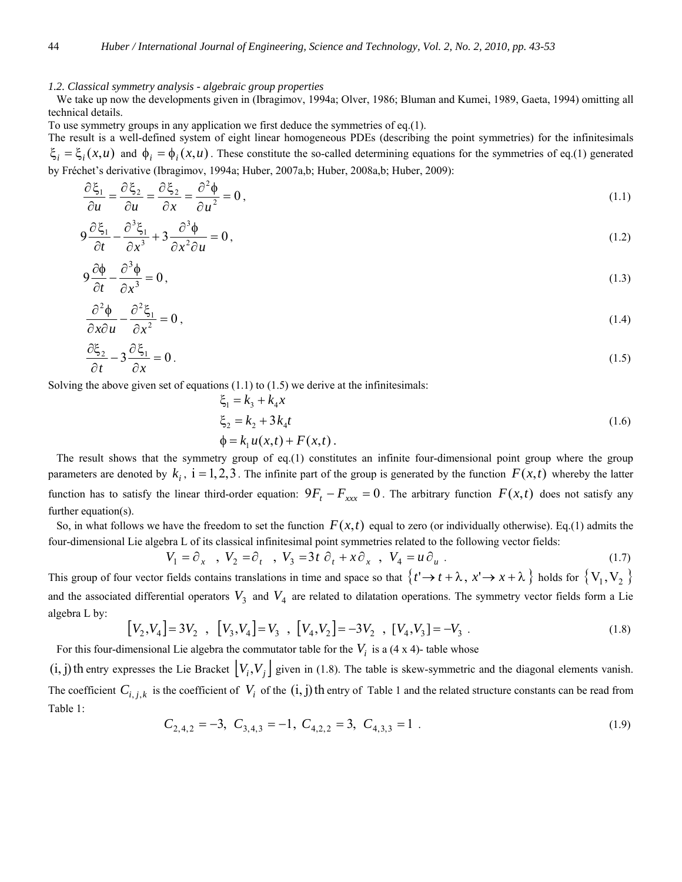*1.2. Classical symmetry analysis - algebraic group properties*

We take up now the developments given in (Ibragimov, 1994a; Olver, 1986; Bluman and Kumei, 1989, Gaeta, 1994) omitting all technical details.

To use symmetry groups in any application we first deduce the symmetries of eq.(1).

The result is a well-defined system of eight linear homogeneous PDEs (describing the point symmetries) for the infinitesimals $\xi_i = \xi_i(x,u)$ and $\phi_i = \phi_i(x,u)$. These constitute the so-called determining equations for the symmetries of eq.(1) generated by Fréchet's derivative (Ibragimov, 1994a; Huber, 2007a,b; Huber, 2008a,b; Huber, 2009):

$$\frac{\partial \xi_1}{\partial u} = \frac{\partial \xi_2}{\partial u} = \frac{\partial \xi_2}{\partial x} = \frac{\partial^2 \phi}{\partial u^2} = 0\,, \tag{1.1}$$

$$9\frac{\partial \xi_1}{\partial t} - \frac{\partial^3 \xi_1}{\partial x^3} + 3\frac{\partial^3 \phi}{\partial x^2 \partial u} = 0\,, \tag{1.2}$$

$$9\frac{\partial \phi}{\partial t} - \frac{\partial^3 \phi}{\partial x^3} = 0\,, \tag{1.3}$$

$$\frac{\partial^2 \phi}{\partial x \partial u} - \frac{\partial^2 \xi_1}{\partial x^2} = 0\,, \tag{1.4}$$

$$\frac{\partial \xi_2}{\partial t} - 3\frac{\partial \xi_1}{\partial x} = 0\,. \tag{1.5}$$

Solving the above given set of equations (1.1) to (1.5) we derive at the infinitesimals:

$$\begin{aligned} \xi_1 &= k_3 + k_4 x \\ \xi_2 &= k_2 + 3k_4 t \\ \phi &= k_1 u(x,t) + F(x,t)\,. \end{aligned} \tag{1.6}$$

The result shows that the symmetry group of eq.(1) constitutes an infinite four-dimensional point group where the group parameters are denoted by $k_i$, $i = 1,2,3$. The infinite part of the group is generated by the function $F(x,t)$ whereby the latter function has to satisfy the linear third-order equation: $9F_t - F_{xxx} = 0$. The arbitrary function $F(x,t)$ does not satisfy any further equation(s).

So, in what follows we have the freedom to set the function $F(x,t)$ equal to zero (or individually otherwise). Eq.(1) admits the four-dimensional Lie algebra L of its classical infinitesimal point symmetries related to the following vector fields:

$$V_1 = \partial_x \;\;,\; V_2 = \partial_t \;\;,\; V_3 = 3t\,\partial_t + x\,\partial_x \;\;,\; V_4 = u\,\partial_u\;. \tag{1.7}$$

This group of four vector fields contains translations in time and space so that $\{t' \to t + \lambda,\, x' \to x + \lambda\}$ holds for $\{V_1, V_2\}$ and the associated differential operators $V_3$ and $V_4$ are related to dilatation operations. The symmetry vector fields form a Lie algebra L by:

$$[V_2, V_4] = 3V_2 \;\;,\;\; [V_3, V_4] = V_3 \;\;,\;\; [V_4, V_2] = -3V_2 \;\;,\;\; [V_4, V_3] = -V_3\;. \tag{1.8}$$

For this four-dimensional Lie algebra the commutator table for the $V_i$ is a (4 x 4)- table whose $(\mathrm{i,j})$th entry expresses the Lie Bracket $[V_i, V_j]$ given in (1.8). The table is skew-symmetric and the diagonal elements vanish. The coefficient $C_{i,j,k}$ is the coefficient of $V_i$ of the $(\mathrm{i,j})$th entry of Table 1 and the related structure constants can be read from Table 1:

$$C_{2,4,2} = -3,\; C_{3,4,3} = -1,\; C_{4,2,2} = 3,\; C_{4,3,3} = 1\;. \tag{1.9}$$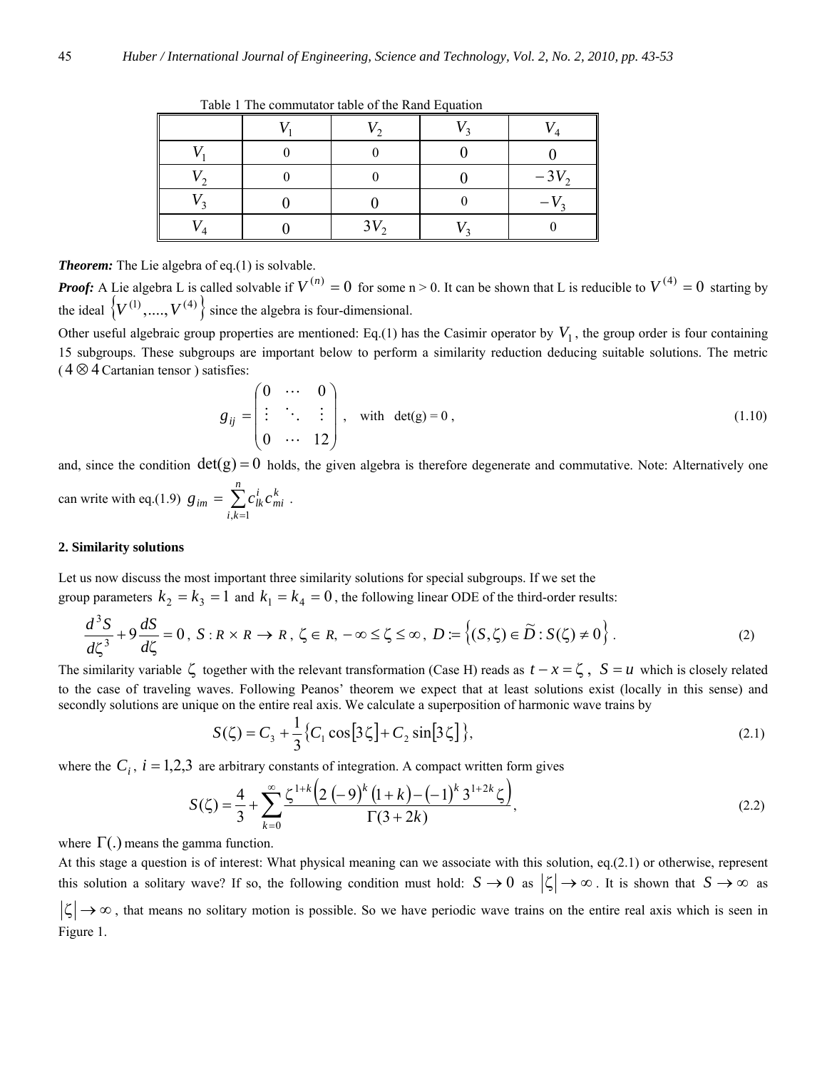Table 1 The commutator table of the Rand Equation

| | $V_1$ | $V_2$ | $V_3$ | $V_4$ |
|---|---|---|---|---|
| $V_1$ | 0 | 0 | 0 | 0 |
| $V_2$ | 0 | 0 | 0 | $-3V_2$ |
| $V_3$ | 0 | 0 | 0 | $-V_3$ |
| $V_4$ | 0 | $3V_2$ | $V_3$ | 0 |

***Theorem:*** The Lie algebra of eq.(1) is solvable.

***Proof:*** A Lie algebra L is called solvable if $V^{(n)} = 0$ for some n > 0. It can be shown that L is reducible to $V^{(4)} = 0$ starting by the ideal $\left\{V^{(1)},....,V^{(4)}\right\}$ since the algebra is four-dimensional.

Other useful algebraic group properties are mentioned: Eq.(1) has the Casimir operator by $V_1$, the group order is four containing 15 subgroups. These subgroups are important below to perform a similarity reduction deducing suitable solutions. The metric ( $4 \otimes 4$ Cartanian tensor ) satisfies:

$$g_{ij} = \begin{pmatrix} 0 & \cdots & 0 \\ \vdots & \ddots & \vdots \\ 0 & \cdots & 12 \end{pmatrix}, \quad \text{with} \quad \det(g) = 0\,, \tag{1.10}$$

and, since the condition $\det(g) = 0$ holds, the given algebra is therefore degenerate and commutative. Note: Alternatively one can write with eq.(1.9) $g_{im} = \sum_{i,k=1}^{n} c_{lk}^{i} c_{mi}^{k}$ .

**2. Similarity solutions**

Let us now discuss the most important three similarity solutions for special subgroups. If we set the group parameters $k_2 = k_3 = 1$ and $k_1 = k_4 = 0$, the following linear ODE of the third-order results:

$$\frac{d^3 S}{d\zeta^3} + 9\frac{dS}{d\zeta} = 0\,,\ S: R \times R \rightarrow R\,,\ \zeta \in R,\ -\infty \leq \zeta \leq \infty,\ D := \left\{(S,\zeta) \in \widetilde{D} : S(\zeta) \neq 0\right\}. \tag{2}$$

The similarity variable $\zeta$ together with the relevant transformation (Case H) reads as $t - x = \zeta$, $S = u$ which is closely related to the case of traveling waves. Following Peanos' theorem we expect that at least solutions exist (locally in this sense) and secondly solutions are unique on the entire real axis. We calculate a superposition of harmonic wave trains by

$$S(\zeta) = C_3 + \frac{1}{3}\left\{C_1 \cos[3\zeta] + C_2 \sin[3\zeta]\right\}, \tag{2.1}$$

where the $C_i$, $i = 1,2,3$ are arbitrary constants of integration. A compact written form gives

$$S(\zeta) = \frac{4}{3} + \sum_{k=0}^{\infty} \frac{\zeta^{1+k}\left(2\,(-9)^k (1+k) - (-1)^k\, 3^{1+2k}\,\zeta\right)}{\Gamma(3+2k)}, \tag{2.2}$$

where $\Gamma(.)$ means the gamma function.

At this stage a question is of interest: What physical meaning can we associate with this solution, eq.(2.1) or otherwise, represent this solution a solitary wave? If so, the following condition must hold: $S \rightarrow 0$ as $|\zeta| \rightarrow \infty$. It is shown that $S \rightarrow \infty$ as $|\zeta| \rightarrow \infty$, that means no solitary motion is possible. So we have periodic wave trains on the entire real axis which is seen in Figure 1.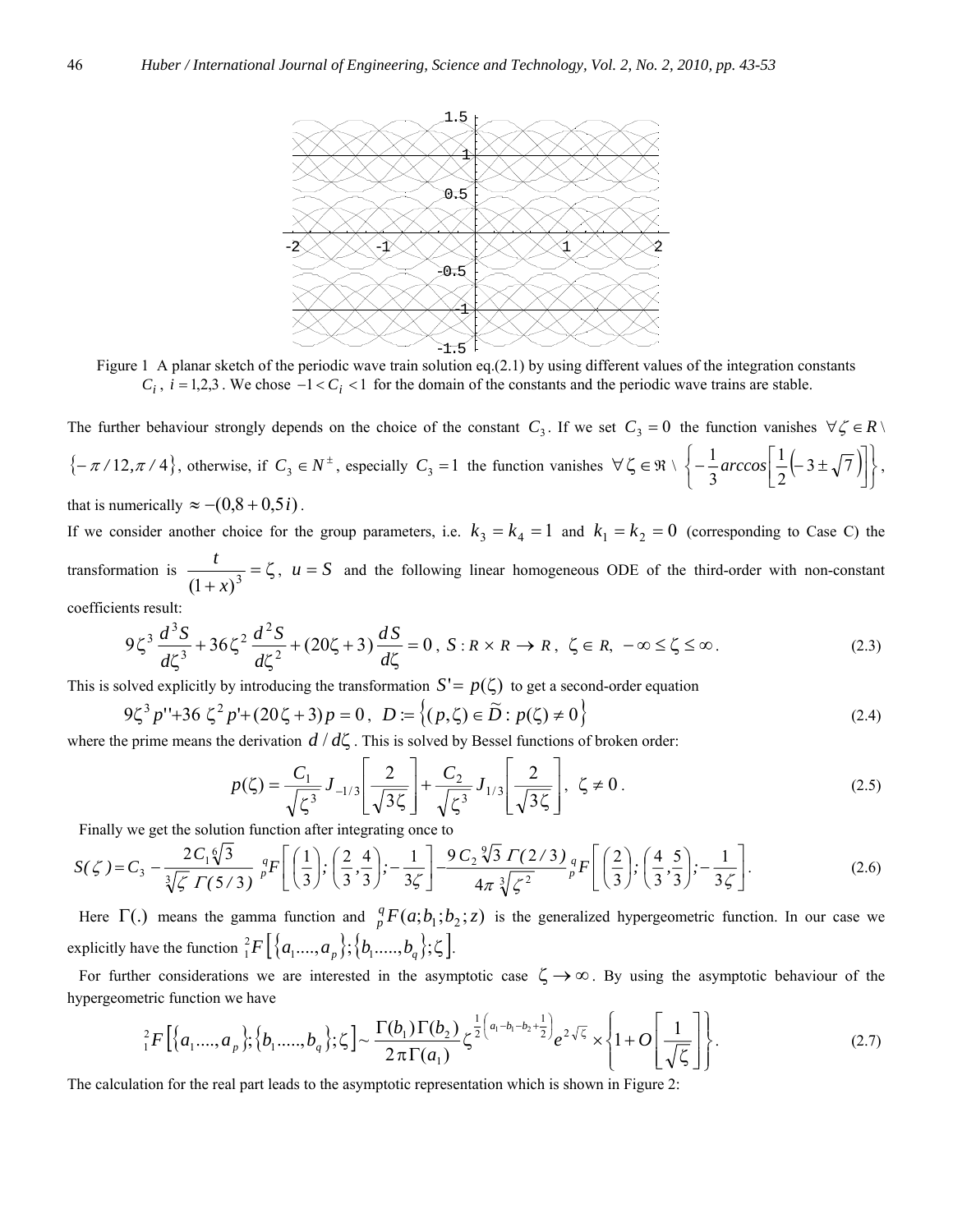Figure 1 A planar sketch of the periodic wave train solution eq.(2.1) by using different values of the integration constants $C_i$, $i = 1,2,3$. We chose $-1 < C_i < 1$ for the domain of the constants and the periodic wave trains are stable.

The further behaviour strongly depends on the choice of the constant $C_3$. If we set $C_3 = 0$ the function vanishes $\forall \zeta \in R \setminus \{-\pi/12, \pi/4\}$, otherwise, if $C_3 \in N^{\pm}$, especially $C_3 = 1$ the function vanishes $\forall \zeta \in \Re \setminus \left\{ -\frac{1}{3} arccos\left[\frac{1}{2}\left(-3 \pm \sqrt{7}\right)\right] \right\}$, that is numerically $\approx -(0{,}8 + 0{,}5i)$.

If we consider another choice for the group parameters, i.e. $k_3 = k_4 = 1$ and $k_1 = k_2 = 0$ (corresponding to Case C) the transformation is $\frac{t}{(1+x)^3} = \zeta$, $u = S$ and the following linear homogeneous ODE of the third-order with non-constant coefficients result:

$$9\zeta^3 \frac{d^3 S}{d\zeta^3} + 36\zeta^2 \frac{d^2 S}{d\zeta^2} + (20\zeta + 3)\frac{dS}{d\zeta} = 0\,,\; S : R \times R \to R\,,\; \zeta \in R,\; -\infty \le \zeta \le \infty\,. \tag{2.3}$$

This is solved explicitly by introducing the transformation $S' = p(\zeta)$ to get a second-order equation

$$9\zeta^3 p'' + 36\,\zeta^2 p' + (20\zeta + 3)p = 0\,,\; D := \left\{ (p,\zeta) \in \widetilde{D} : p(\zeta) \ne 0 \right\} \tag{2.4}$$

where the prime means the derivation $d/d\zeta$. This is solved by Bessel functions of broken order:

$$p(\zeta) = \frac{C_1}{\sqrt{\zeta^3}} J_{-1/3}\left[\frac{2}{\sqrt{3\zeta}}\right] + \frac{C_2}{\sqrt{\zeta^3}} J_{1/3}\left[\frac{2}{\sqrt{3\zeta}}\right],\; \zeta \ne 0\,. \tag{2.5}$$

Finally we get the solution function after integrating once to

$$S(\zeta) = C_3 - \frac{2C_1\sqrt[6]{3}}{\sqrt[3]{\zeta}\;\Gamma(5/3)}\; {}_p^qF\left[\left(\frac{1}{3}\right);\left(\frac{2}{3},\frac{4}{3}\right);-\frac{1}{3\zeta}\right] - \frac{9C_2\sqrt[9]{3}\;\Gamma(2/3)}{4\pi\sqrt[3]{\zeta^2}}\; {}_p^qF\left[\left(\frac{2}{3}\right);\left(\frac{4}{3},\frac{5}{3}\right);-\frac{1}{3\zeta}\right]. \tag{2.6}$$

Here $\Gamma(.)$ means the gamma function and ${}_p^qF(a;b_1;b_2;z)$ is the generalized hypergeometric function. In our case we explicitly have the function ${}_1^2F\left[\{a_1....,a_p\};\{b_1.....,b_q\};\zeta\right]$.

For further considerations we are interested in the asymptotic case $\zeta \to \infty$. By using the asymptotic behaviour of the hypergeometric function we have

$${}_1^2F\left[\{a_1....,a_p\};\{b_1.....,b_q\};\zeta\right] \sim \frac{\Gamma(b_1)\Gamma(b_2)}{2\pi\Gamma(a_1)}\zeta^{\frac{1}{2}\left(a_1 - b_1 - b_2 + \frac{1}{2}\right)} e^{2\sqrt{\zeta}} \times \left\{1 + O\left[\frac{1}{\sqrt{\zeta}}\right]\right\}. \tag{2.7}$$

The calculation for the real part leads to the asymptotic representation which is shown in Figure 2: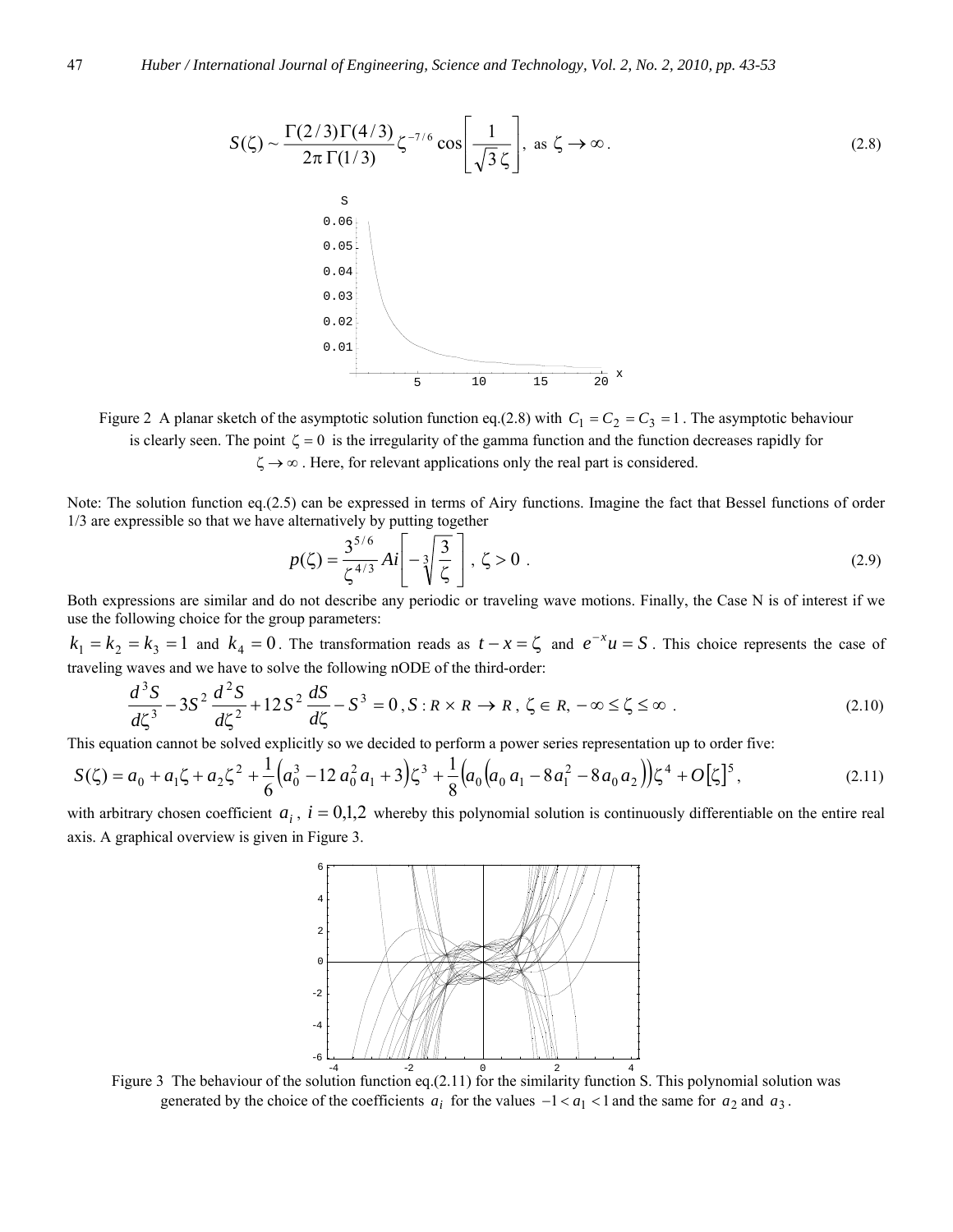$$S(\zeta) \sim \frac{\Gamma(2/3)\Gamma(4/3)}{2\pi\,\Gamma(1/3)}\zeta^{-7/6}\cos\left[\frac{1}{\sqrt{3}\,\zeta}\right], \text{ as } \zeta \to \infty . \tag{2.8}$$

Figure 2 A planar sketch of the asymptotic solution function eq.(2.8) with $C_1 = C_2 = C_3 = 1$. The asymptotic behaviour is clearly seen. The point $\zeta = 0$ is the irregularity of the gamma function and the function decreases rapidly for $\zeta \to \infty$. Here, for relevant applications only the real part is considered.

Note: The solution function eq.(2.5) can be expressed in terms of Airy functions. Imagine the fact that Bessel functions of order 1/3 are expressible so that we have alternatively by putting together

$$p(\zeta) = \frac{3^{5/6}}{\zeta^{4/3}} Ai\left[-\sqrt[3]{\frac{3}{\zeta}}\right], \; \zeta > 0 \; . \tag{2.9}$$

Both expressions are similar and do not describe any periodic or traveling wave motions. Finally, the Case N is of interest if we use the following choice for the group parameters:

$k_1 = k_2 = k_3 = 1$ and $k_4 = 0$. The transformation reads as $t - x = \zeta$ and $e^{-x}u = S$. This choice represents the case of traveling waves and we have to solve the following nODE of the third-order:

$$\frac{d^3S}{d\zeta^3} - 3S^2\frac{d^2S}{d\zeta^2} + 12S^2\frac{dS}{d\zeta} - S^3 = 0\,, S : R \times R \to R\,,\; \zeta \in R,\; -\infty \le \zeta \le \infty \; . \tag{2.10}$$

This equation cannot be solved explicitly so we decided to perform a power series representation up to order five:

$$S(\zeta) = a_0 + a_1\zeta + a_2\zeta^2 + \frac{1}{6}\left(a_0^3 - 12\,a_0^2\,a_1 + 3\right)\zeta^3 + \frac{1}{8}\left(a_0\left(a_0\,a_1 - 8a_1^2 - 8\,a_0\,a_2\right)\right)\zeta^4 + O[\zeta]^5, \tag{2.11}$$

with arbitrary chosen coefficient $a_i$, $i = 0,1,2$ whereby this polynomial solution is continuously differentiable on the entire real axis. A graphical overview is given in Figure 3.

Figure 3 The behaviour of the solution function eq.(2.11) for the similarity function S. This polynomial solution was generated by the choice of the coefficients $a_i$ for the values $-1 < a_1 < 1$ and the same for $a_2$ and $a_3$.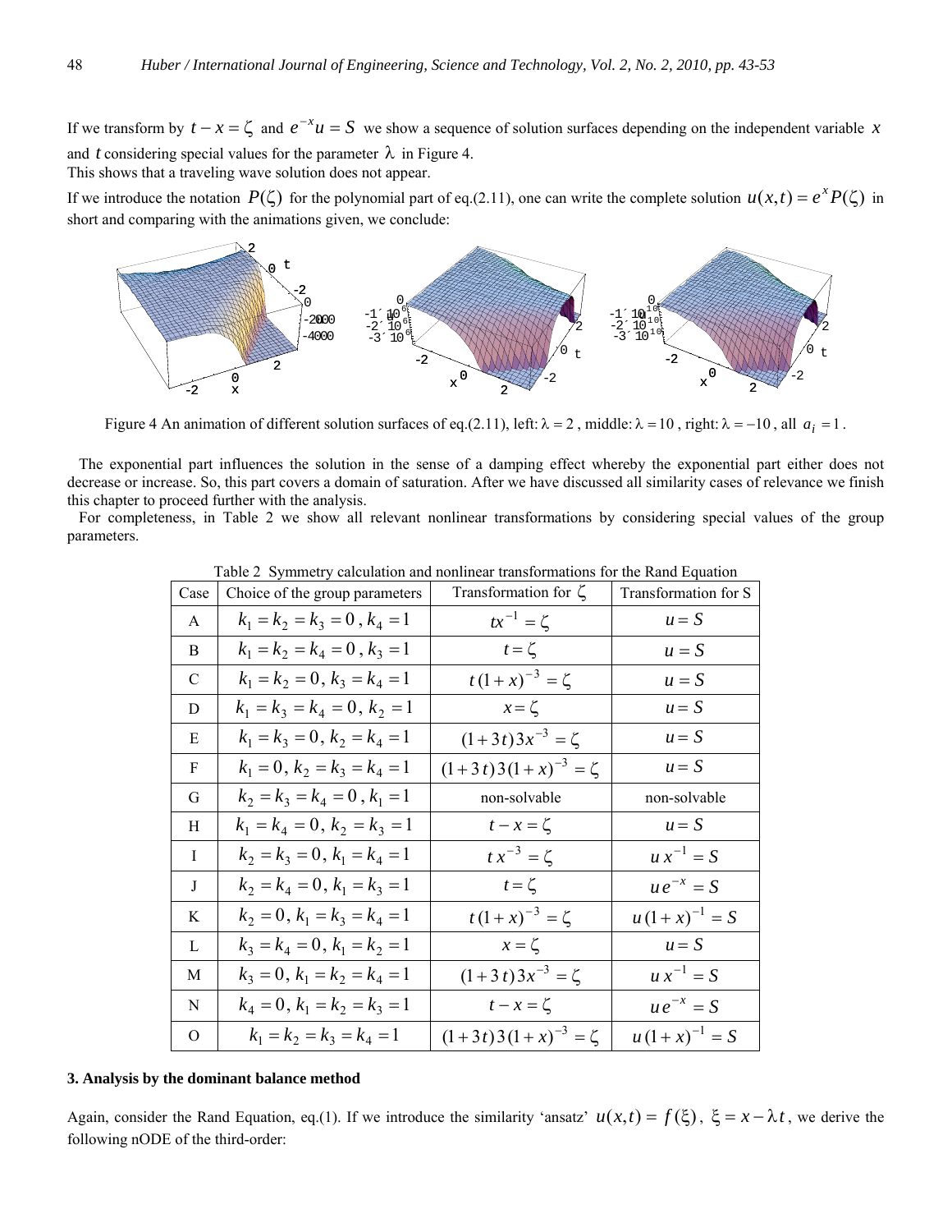If we transform by $t - x = \zeta$ and $e^{-x}u = S$ we show a sequence of solution surfaces depending on the independent variable $x$ and $t$ considering special values for the parameter $\lambda$ in Figure 4.
This shows that a traveling wave solution does not appear.

If we introduce the notation $P(\zeta)$ for the polynomial part of eq.(2.11), one can write the complete solution $u(x,t) = e^{x}P(\zeta)$ in short and comparing with the animations given, we conclude:

Figure 4 An animation of different solution surfaces of eq.(2.11), left: $\lambda = 2$, middle: $\lambda = 10$, right: $\lambda = -10$, all $a_i = 1$.

The exponential part influences the solution in the sense of a damping effect whereby the exponential part either does not decrease or increase. So, this part covers a domain of saturation. After we have discussed all similarity cases of relevance we finish this chapter to proceed further with the analysis.

For completeness, in Table 2 we show all relevant nonlinear transformations by considering special values of the group parameters.

Table 2 Symmetry calculation and nonlinear transformations for the Rand Equation

| Case | Choice of the group parameters | Transformation for $\zeta$ | Transformation for S |
|---|---|---|---|
| A | $k_1 = k_2 = k_3 = 0\,, k_4 = 1$ | $tx^{-1} = \zeta$ | $u = S$ |
| B | $k_1 = k_2 = k_4 = 0\,, k_3 = 1$ | $t = \zeta$ | $u = S$ |
| C | $k_1 = k_2 = 0,\, k_3 = k_4 = 1$ | $t(1+x)^{-3} = \zeta$ | $u = S$ |
| D | $k_1 = k_3 = k_4 = 0,\, k_2 = 1$ | $x = \zeta$ | $u = S$ |
| E | $k_1 = k_3 = 0,\, k_2 = k_4 = 1$ | $(1+3t)3x^{-3} = \zeta$ | $u = S$ |
| F | $k_1 = 0,\, k_2 = k_3 = k_4 = 1$ | $(1+3t)3(1+x)^{-3} = \zeta$ | $u = S$ |
| G | $k_2 = k_3 = k_4 = 0\,, k_1 = 1$ | non-solvable | non-solvable |
| H | $k_1 = k_4 = 0,\, k_2 = k_3 = 1$ | $t - x = \zeta$ | $u = S$ |
| I | $k_2 = k_3 = 0,\, k_1 = k_4 = 1$ | $t x^{-3} = \zeta$ | $u x^{-1} = S$ |
| J | $k_2 = k_4 = 0,\, k_1 = k_3 = 1$ | $t = \zeta$ | $u e^{-x} = S$ |
| K | $k_2 = 0,\, k_1 = k_3 = k_4 = 1$ | $t(1+x)^{-3} = \zeta$ | $u(1+x)^{-1} = S$ |
| L | $k_3 = k_4 = 0,\, k_1 = k_2 = 1$ | $x = \zeta$ | $u = S$ |
| M | $k_3 = 0,\, k_1 = k_2 = k_4 = 1$ | $(1+3t)3x^{-3} = \zeta$ | $u x^{-1} = S$ |
| N | $k_4 = 0,\, k_1 = k_2 = k_3 = 1$ | $t - x = \zeta$ | $u e^{-x} = S$ |
| O | $k_1 = k_2 = k_3 = k_4 = 1$ | $(1+3t)3(1+x)^{-3} = \zeta$ | $u(1+x)^{-1} = S$ |

**3. Analysis by the dominant balance method**

Again, consider the Rand Equation, eq.(1). If we introduce the similarity 'ansatz' $u(x,t) = f(\xi)$, $\xi = x - \lambda t$, we derive the following nODE of the third-order: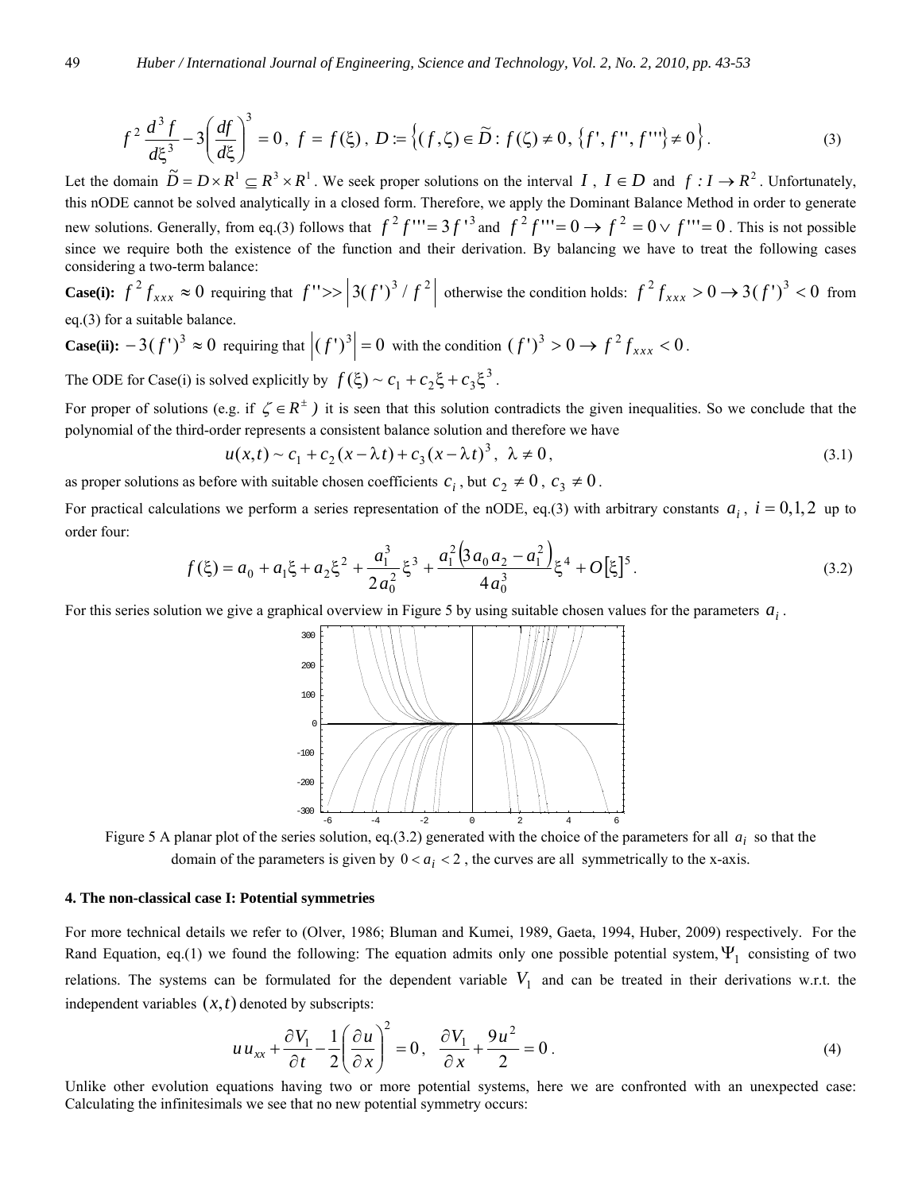$$f^2 \frac{d^3 f}{d\xi^3} - 3\left(\frac{df}{d\xi}\right)^3 = 0\,,\ f = f(\xi)\,,\ D := \left\{(f,\zeta) \in \widetilde{D} : f(\zeta) \neq 0,\ \{f', f'', f'''\} \neq 0\right\}. \tag{3}$$

Let the domain $\widetilde{D} = D \times R^1 \subseteq R^3 \times R^1$. We seek proper solutions on the interval $I$, $I \in D$ and $f : I \to R^2$. Unfortunately, this nODE cannot be solved analytically in a closed form. Therefore, we apply the Dominant Balance Method in order to generate new solutions. Generally, from eq.(3) follows that $f^2 f''' = 3 f'^3$ and $f^2 f''' = 0 \to f^2 = 0 \vee f''' = 0$. This is not possible since we require both the existence of the function and their derivation. By balancing we have to treat the following cases considering a two-term balance:

**Case(i):** $f^2 f_{xxx} \approx 0$ requiring that $f'' >> \left|3(f')^3 / f^2\right|$ otherwise the condition holds: $f^2 f_{xxx} > 0 \to 3(f')^3 < 0$ from eq.(3) for a suitable balance.

**Case(ii):** $-3(f')^3 \approx 0$ requiring that $\left|(f')^3\right| = 0$ with the condition $(f')^3 > 0 \to f^2 f_{xxx} < 0$.

The ODE for Case(i) is solved explicitly by $f(\xi) \sim c_1 + c_2\xi + c_3\xi^3$.

For proper of solutions (e.g. if $\zeta \in R^{\pm}$ ) it is seen that this solution contradicts the given inequalities. So we conclude that the polynomial of the third-order represents a consistent balance solution and therefore we have

$$u(x,t) \sim c_1 + c_2(x - \lambda t) + c_3(x - \lambda t)^3\,,\ \lambda \neq 0\,, \tag{3.1}$$

as proper solutions as before with suitable chosen coefficients $c_i$, but $c_2 \neq 0$, $c_3 \neq 0$.

For practical calculations we perform a series representation of the nODE, eq.(3) with arbitrary constants $a_i$, $i = 0,1,2$ up to order four:

$$f(\xi) = a_0 + a_1\xi + a_2\xi^2 + \frac{a_1^3}{2a_0^2}\xi^3 + \frac{a_1^2\left(3a_0 a_2 - a_1^2\right)}{4a_0^3}\xi^4 + O[\xi]^5. \tag{3.2}$$

For this series solution we give a graphical overview in Figure 5 by using suitable chosen values for the parameters $a_i$.

Figure 5 A planar plot of the series solution, eq.(3.2) generated with the choice of the parameters for all $a_i$ so that the domain of the parameters is given by $0 < a_i < 2$, the curves are all symmetrically to the x-axis.

#### 4. The non-classical case I: Potential symmetries

For more technical details we refer to (Olver, 1986; Bluman and Kumei, 1989, Gaeta, 1994, Huber, 2009) respectively. For the Rand Equation, eq.(1) we found the following: The equation admits only one possible potential system, $\Psi_1$ consisting of two relations. The systems can be formulated for the dependent variable $V_1$ and can be treated in their derivations w.r.t. the independent variables $(x,t)$ denoted by subscripts:

$$u\,u_{xx} + \frac{\partial V_1}{\partial t} - \frac{1}{2}\left(\frac{\partial u}{\partial x}\right)^2 = 0\,,\ \ \frac{\partial V_1}{\partial x} + \frac{9u^2}{2} = 0\,. \tag{4}$$

Unlike other evolution equations having two or more potential systems, here we are confronted with an unexpected case: Calculating the infinitesimals we see that no new potential symmetry occurs: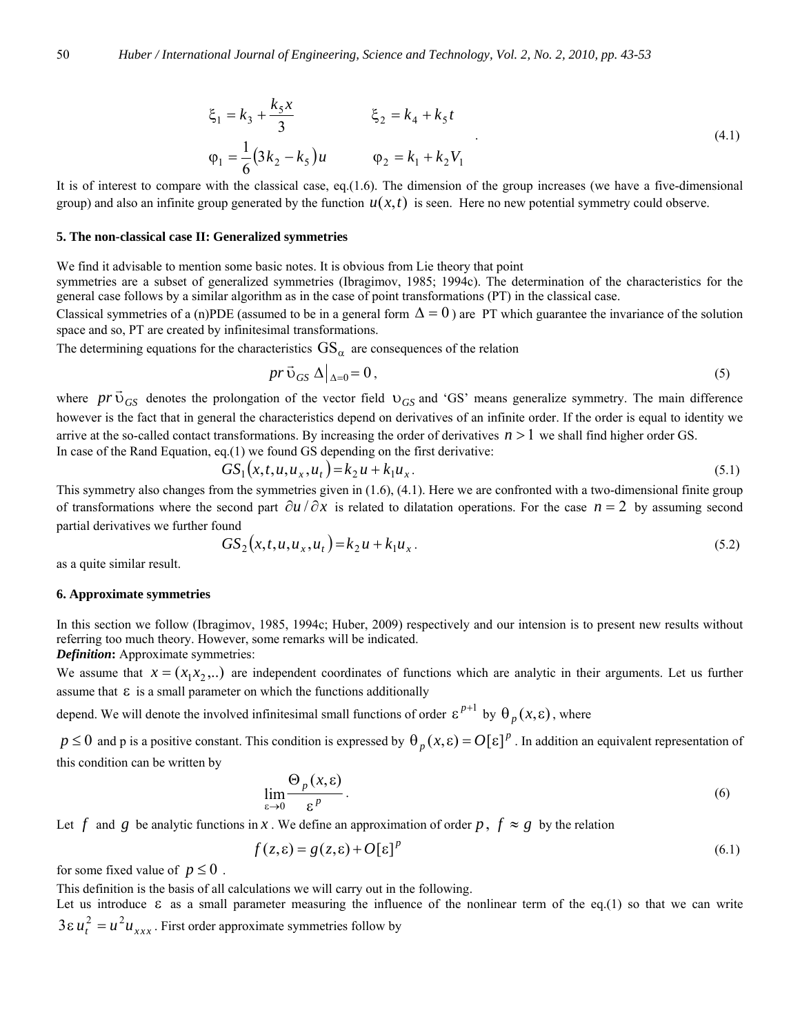$$
\begin{aligned}
\xi_1 &= k_3 + \frac{k_5 x}{3} & \xi_2 &= k_4 + k_5 t \\
\varphi_1 &= \frac{1}{6}\left(3k_2 - k_5\right)u & \varphi_2 &= k_1 + k_2 V_1
\end{aligned}
\quad . \tag{4.1}
$$

It is of interest to compare with the classical case, eq.(1.6). The dimension of the group increases (we have a five-dimensional group) and also an infinite group generated by the function $u(x,t)$ is seen. Here no new potential symmetry could observe.

### 5. The non-classical case II: Generalized symmetries

We find it advisable to mention some basic notes. It is obvious from Lie theory that point symmetries are a subset of generalized symmetries (Ibragimov, 1985; 1994c). The determination of the characteristics for the general case follows by a similar algorithm as in the case of point transformations (PT) in the classical case.

Classical symmetries of a (n)PDE (assumed to be in a general form $\Delta = 0$) are PT which guarantee the invariance of the solution space and so, PT are created by infinitesimal transformations.

The determining equations for the characteristics $\mathrm{GS}_\alpha$ are consequences of the relation

$$
pr\,\vec{\upsilon}_{GS}\,\Delta\big|_{\Delta=0} = 0\,, \tag{5}
$$

where $pr\,\vec{\upsilon}_{GS}$ denotes the prolongation of the vector field $\upsilon_{GS}$ and 'GS' means generalize symmetry. The main difference however is the fact that in general the characteristics depend on derivatives of an infinite order. If the order is equal to identity we arrive at the so-called contact transformations. By increasing the order of derivatives $n > 1$ we shall find higher order GS.

In case of the Rand Equation, eq.(1) we found GS depending on the first derivative:

$$
GS_1\left(x,t,u,u_x,u_t\right) = k_2 u + k_1 u_x\,. \tag{5.1}
$$

This symmetry also changes from the symmetries given in (1.6), (4.1). Here we are confronted with a two-dimensional finite group of transformations where the second part $\partial u/\partial x$ is related to dilatation operations. For the case $n = 2$ by assuming second partial derivatives we further found

$$
GS_2\left(x,t,u,u_x,u_t\right) = k_2 u + k_1 u_x\,. \tag{5.2}
$$

as a quite similar result.

### 6. Approximate symmetries

In this section we follow (Ibragimov, 1985, 1994c; Huber, 2009) respectively and our intension is to present new results without referring too much theory. However, some remarks will be indicated.

***Definition*:** Approximate symmetries:

We assume that $x = (x_1 x_2,..)$ are independent coordinates of functions which are analytic in their arguments. Let us further assume that $\varepsilon$ is a small parameter on which the functions additionally depend. We will denote the involved infinitesimal small functions of order $\varepsilon^{p+1}$ by $\theta_p(x,\varepsilon)$, where $p \le 0$ and p is a positive constant. This condition is expressed by $\theta_p(x,\varepsilon) = O[\varepsilon]^p$. In addition an equivalent representation of this condition can be written by

$$
\lim_{\varepsilon\to 0} \frac{\Theta_p(x,\varepsilon)}{\varepsilon^p}\,. \tag{6}
$$

Let $f$ and $g$ be analytic functions in $x$. We define an approximation of order $p$, $f \approx g$ by the relation

$$
f(z,\varepsilon) = g(z,\varepsilon) + O[\varepsilon]^p \tag{6.1}
$$

for some fixed value of $p \le 0$.

This definition is the basis of all calculations we will carry out in the following.

Let us introduce $\varepsilon$ as a small parameter measuring the influence of the nonlinear term of the eq.(1) so that we can write $3\varepsilon\, u_t^2 = u^2 u_{xxx}$. First order approximate symmetries follow by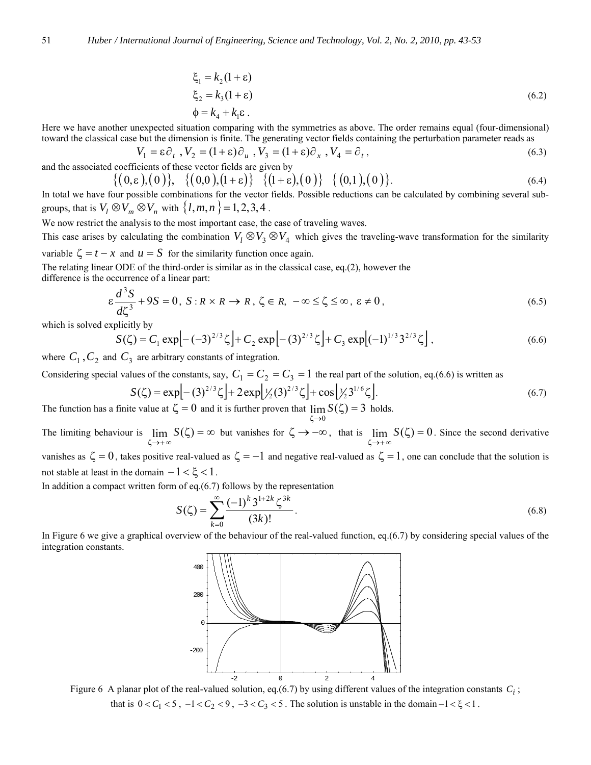$$
\begin{aligned}
\xi_1 &= k_2(1+\varepsilon) \\
\xi_2 &= k_3(1+\varepsilon) \\
\phi &= k_4 + k_1\varepsilon \, .
\end{aligned} \tag{6.2}
$$

Here we have another unexpected situation comparing with the symmetries as above. The order remains equal (four-dimensional) toward the classical case but the dimension is finite. The generating vector fields containing the perturbation parameter reads as

$$
V_1 = \varepsilon\partial_t \ , V_2 = (1+\varepsilon)\partial_u \ , V_3 = (1+\varepsilon)\partial_x \ , V_4 = \partial_t \, , \tag{6.3}
$$

and the associated coefficients of these vector fields are given by

$$
\{(0,\varepsilon),(0)\}, \quad \{(0,0),(1+\varepsilon)\} \quad \{(1+\varepsilon),(0)\} \quad \{(0,1),(0)\}. \tag{6.4}
$$

In total we have four possible combinations for the vector fields. Possible reductions can be calculated by combining several subgroups, that is $V_l \otimes V_m \otimes V_n$ with $\{l,m,n\} = 1,2,3,4$.

We now restrict the analysis to the most important case, the case of traveling waves.

This case arises by calculating the combination $V_l \otimes V_3 \otimes V_4$ which gives the traveling-wave transformation for the similarity variable $\zeta = t - x$ and $u = S$ for the similarity function once again.

The relating linear ODE of the third-order is similar as in the classical case, eq.(2), however the difference is the occurrence of a linear part:

$$
\varepsilon\frac{d^3S}{d\zeta^3} + 9S = 0 \, , \ S : R \times R \to R \, , \ \zeta \in R, \ -\infty \le \zeta \le \infty \, , \ \varepsilon \neq 0 \, , \tag{6.5}
$$

which is solved explicitly by

$$
S(\zeta) = C_1 \exp\left[-(-3)^{2/3}\zeta\right] + C_2 \exp\left[-(3)^{2/3}\zeta\right] + C_3 \exp\left[(-1)^{1/3}3^{2/3}\zeta\right] , \tag{6.6}
$$

where $C_1, C_2$ and $C_3$ are arbitrary constants of integration.

Considering special values of the constants, say, $C_1 = C_2 = C_3 = 1$ the real part of the solution, eq.(6.6) is written as

$$
S(\zeta) = \exp\left[-(3)^{2/3}\zeta\right] + 2\exp\left[\tfrac{1}{2}(3)^{2/3}\zeta\right] + \cos\left[\tfrac{3}{2}3^{1/6}\zeta\right]. \tag{6.7}
$$

The function has a finite value at $\zeta = 0$ and it is further proven that $\lim_{\zeta \to 0} S(\zeta) = 3$ holds.

The limiting behaviour is $\lim_{\zeta \to +\infty} S(\zeta) = \infty$ but vanishes for $\zeta \to -\infty$, that is $\lim_{\zeta \to +\infty} S(\zeta) = 0$. Since the second derivative vanishes as $\zeta = 0$, takes positive real-valued as $\zeta = -1$ and negative real-valued as $\zeta = 1$, one can conclude that the solution is not stable at least in the domain $-1 < \xi < 1$.

In addition a compact written form of eq.(6.7) follows by the representation

$$
S(\zeta) = \sum_{k=0}^{\infty} \frac{(-1)^k 3^{1+2k} \zeta^{3k}}{(3k)!} \, . \tag{6.8}
$$

In Figure 6 we give a graphical overview of the behaviour of the real-valued function, eq.(6.7) by considering special values of the integration constants.

Figure 6 A planar plot of the real-valued solution, eq.(6.7) by using different values of the integration constants $C_i$; that is $0 < C_1 < 5$, $-1 < C_2 < 9$, $-3 < C_3 < 5$. The solution is unstable in the domain $-1 < \xi < 1$.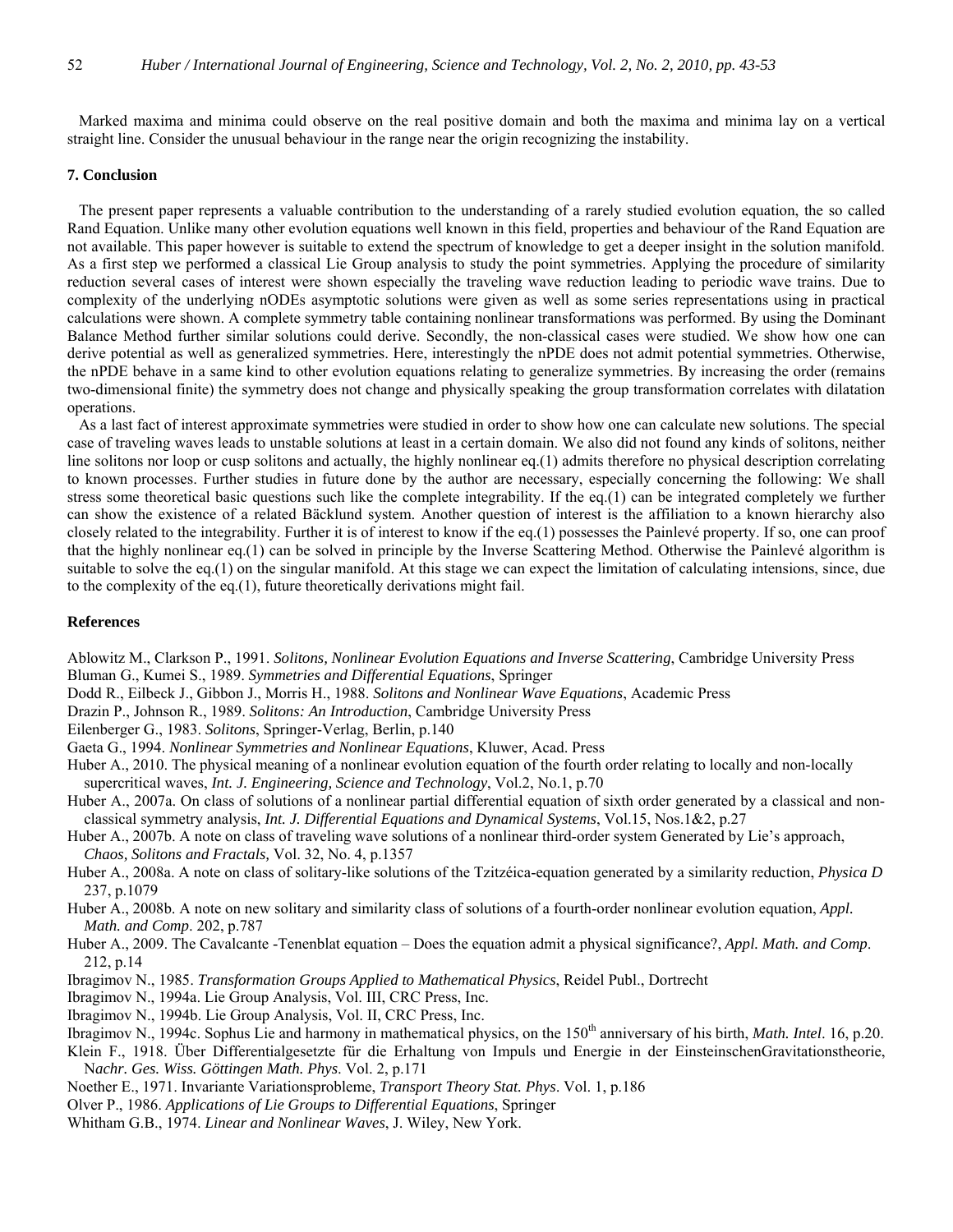Marked maxima and minima could observe on the real positive domain and both the maxima and minima lay on a vertical straight line. Consider the unusual behaviour in the range near the origin recognizing the instability.

### 7. Conclusion

The present paper represents a valuable contribution to the understanding of a rarely studied evolution equation, the so called Rand Equation. Unlike many other evolution equations well known in this field, properties and behaviour of the Rand Equation are not available. This paper however is suitable to extend the spectrum of knowledge to get a deeper insight in the solution manifold. As a first step we performed a classical Lie Group analysis to study the point symmetries. Applying the procedure of similarity reduction several cases of interest were shown especially the traveling wave reduction leading to periodic wave trains. Due to complexity of the underlying nODEs asymptotic solutions were given as well as some series representations using in practical calculations were shown. A complete symmetry table containing nonlinear transformations was performed. By using the Dominant Balance Method further similar solutions could derive. Secondly, the non-classical cases were studied. We show how one can derive potential as well as generalized symmetries. Here, interestingly the nPDE does not admit potential symmetries. Otherwise, the nPDE behave in a same kind to other evolution equations relating to generalize symmetries. By increasing the order (remains two-dimensional finite) the symmetry does not change and physically speaking the group transformation correlates with dilatation operations.

As a last fact of interest approximate symmetries were studied in order to show how one can calculate new solutions. The special case of traveling waves leads to unstable solutions at least in a certain domain. We also did not found any kinds of solitons, neither line solitons nor loop or cusp solitons and actually, the highly nonlinear eq.(1) admits therefore no physical description correlating to known processes. Further studies in future done by the author are necessary, especially concerning the following: We shall stress some theoretical basic questions such like the complete integrability. If the eq.(1) can be integrated completely we further can show the existence of a related Bäcklund system. Another question of interest is the affiliation to a known hierarchy also closely related to the integrability. Further it is of interest to know if the eq.(1) possesses the Painlevé property. If so, one can proof that the highly nonlinear eq.(1) can be solved in principle by the Inverse Scattering Method. Otherwise the Painlevé algorithm is suitable to solve the eq.(1) on the singular manifold. At this stage we can expect the limitation of calculating intensions, since, due to the complexity of the eq.(1), future theoretically derivations might fail.

### References

Ablowitz M., Clarkson P., 1991. *Solitons, Nonlinear Evolution Equations and Inverse Scattering*, Cambridge University Press

Bluman G., Kumei S., 1989. *Symmetries and Differential Equations*, Springer

Dodd R., Eilbeck J., Gibbon J., Morris H., 1988. *Solitons and Nonlinear Wave Equations*, Academic Press

Drazin P., Johnson R., 1989. *Solitons: An Introduction*, Cambridge University Press

Eilenberger G., 1983. *Solitons*, Springer-Verlag, Berlin, p.140

Gaeta G., 1994. *Nonlinear Symmetries and Nonlinear Equations*, Kluwer, Acad. Press

Huber A., 2010. The physical meaning of a nonlinear evolution equation of the fourth order relating to locally and non-locally supercritical waves, *Int. J. Engineering, Science and Technology*, Vol.2, No.1, p.70

Huber A., 2007a. On class of solutions of a nonlinear partial differential equation of sixth order generated by a classical and non-classical symmetry analysis, *Int. J. Differential Equations and Dynamical Systems*, Vol.15, Nos.1&2, p.27

Huber A., 2007b. A note on class of traveling wave solutions of a nonlinear third-order system Generated by Lie's approach, *Chaos, Solitons and Fractals,* Vol. 32, No. 4, p.1357

Huber A., 2008a. A note on class of solitary-like solutions of the Tzitzéica-equation generated by a similarity reduction, *Physica D* 237, p.1079

Huber A., 2008b. A note on new solitary and similarity class of solutions of a fourth-order nonlinear evolution equation, *Appl. Math. and Comp*. 202, p.787

Huber A., 2009. The Cavalcante -Tenenblat equation – Does the equation admit a physical significance?, *Appl. Math. and Comp*. 212, p.14

Ibragimov N., 1985. *Transformation Groups Applied to Mathematical Physics*, Reidel Publ., Dortrecht

Ibragimov N., 1994a. Lie Group Analysis, Vol. III, CRC Press, Inc.

Ibragimov N., 1994b. Lie Group Analysis, Vol. II, CRC Press, Inc.

Ibragimov N., 1994c. Sophus Lie and harmony in mathematical physics, on the 150th anniversary of his birth, *Math. Intel*. 16, p.20.

Klein F., 1918. Über Differentialgesetzte für die Erhaltung von Impuls und Energie in der EinsteinschenGravitationstheorie, *Nachr. Ges. Wiss. Göttingen Math. Phys*. Vol. 2, p.171

Noether E., 1971. Invariante Variationsprobleme, *Transport Theory Stat. Phys*. Vol. 1, p.186

Olver P., 1986. *Applications of Lie Groups to Differential Equations*, Springer

Whitham G.B., 1974. *Linear and Nonlinear Waves*, J. Wiley, New York.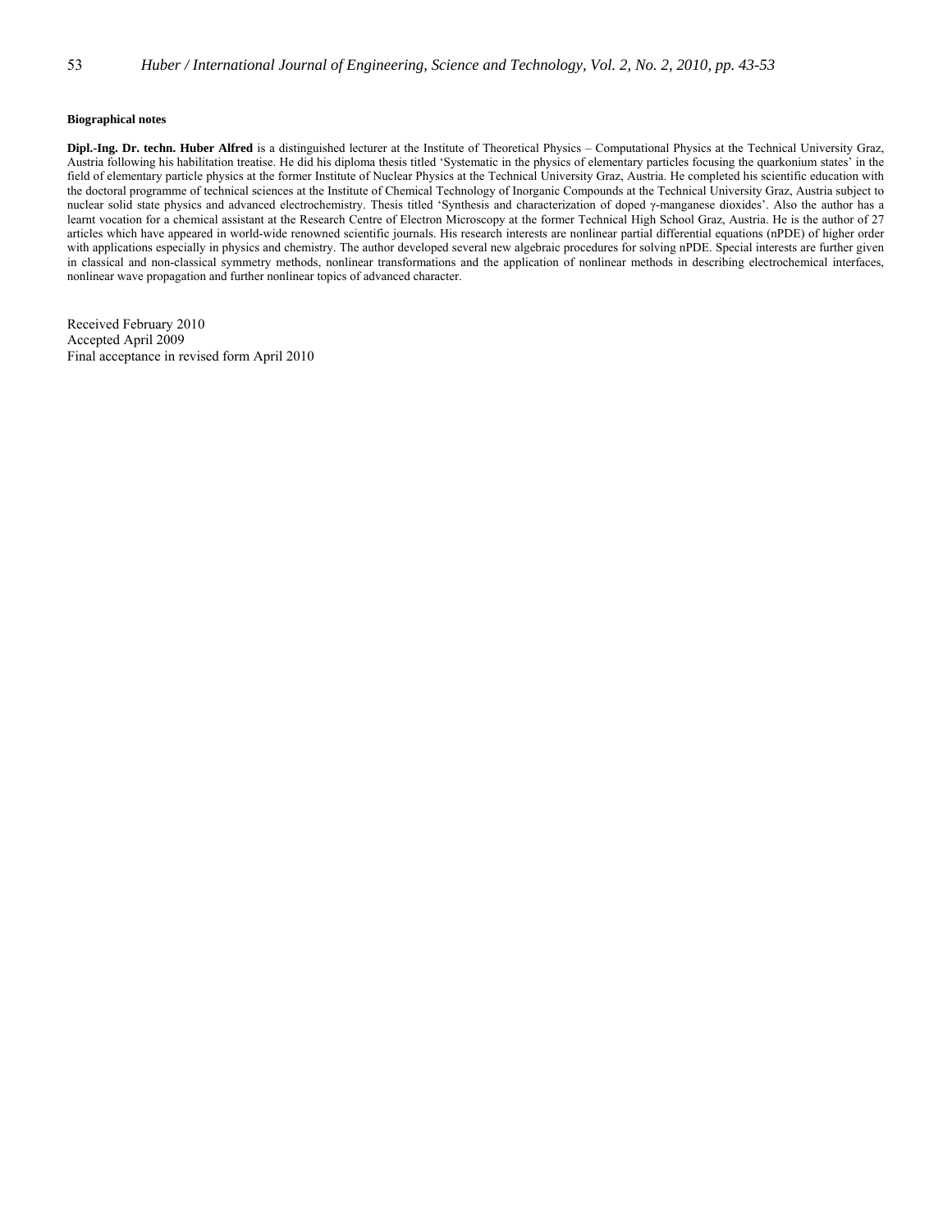**Biographical notes**

**Dipl.-Ing. Dr. techn. Huber Alfred** is a distinguished lecturer at the Institute of Theoretical Physics – Computational Physics at the Technical University Graz, Austria following his habilitation treatise. He did his diploma thesis titled 'Systematic in the physics of elementary particles focusing the quarkonium states' in the field of elementary particle physics at the former Institute of Nuclear Physics at the Technical University Graz, Austria. He completed his scientific education with the doctoral programme of technical sciences at the Institute of Chemical Technology of Inorganic Compounds at the Technical University Graz, Austria subject to nuclear solid state physics and advanced electrochemistry. Thesis titled 'Synthesis and characterization of doped γ-manganese dioxides'. Also the author has a learnt vocation for a chemical assistant at the Research Centre of Electron Microscopy at the former Technical High School Graz, Austria. He is the author of 27 articles which have appeared in world-wide renowned scientific journals. His research interests are nonlinear partial differential equations (nPDE) of higher order with applications especially in physics and chemistry. The author developed several new algebraic procedures for solving nPDE. Special interests are further given in classical and non-classical symmetry methods, nonlinear transformations and the application of nonlinear methods in describing electrochemical interfaces, nonlinear wave propagation and further nonlinear topics of advanced character.

Received February 2010
Accepted April 2009
Final acceptance in revised form April 2010